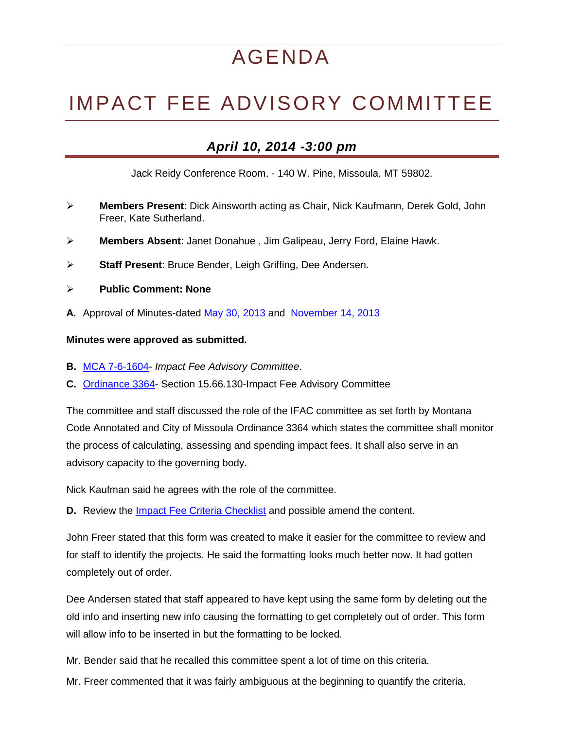# AGENDA

# IMPACT FEE ADVISORY COMMITTEE

## *April 10, 2014 -3:00 pm*

Jack Reidy Conference Room, - 140 W. Pine, Missoula, MT 59802.

- **Members Present**: Dick Ainsworth acting as Chair, Nick Kaufmann, Derek Gold, John Freer, Kate Sutherland.
- **Members Absent**: Janet Donahue , Jim Galipeau, Jerry Ford, Elaine Hawk.
- **Staff Present**: Bruce Bender, Leigh Griffing, Dee Andersen.
- **Public Comment: None**

**A.** Approval of Minutes-dated May 30, 2013 and November 14, 2013

**Minutes were approved as submitted.**

**B.** MCA 7-6-1604- *Impact Fee Advisory Committee*.

**C.** Ordinance 3364- Section 15.66.130-Impact Fee Advisory Committee

The committee and staff discussed the role of the IFAC committee as set forth by Montana Code Annotated and City of Missoula Ordinance 3364 which states the committee shall monitor the process of calculating, assessing and spending impact fees. It shall also serve in an advisory capacity to the governing body.

Nick Kaufman said he agrees with the role of the committee.

**D.** Review the Impact Fee Criteria Checklist and possible amend the content.

John Freer stated that this form was created to make it easier for the committee to review and for staff to identify the projects. He said the formatting looks much better now. It had gotten completely out of order.

Dee Andersen stated that staff appeared to have kept using the same form by deleting out the old info and inserting new info causing the formatting to get completely out of order. This form will allow info to be inserted in but the formatting to be locked.

Mr. Bender said that he recalled this committee spent a lot of time on this criteria.

Mr. Freer commented that it was fairly ambiguous at the beginning to quantify the criteria.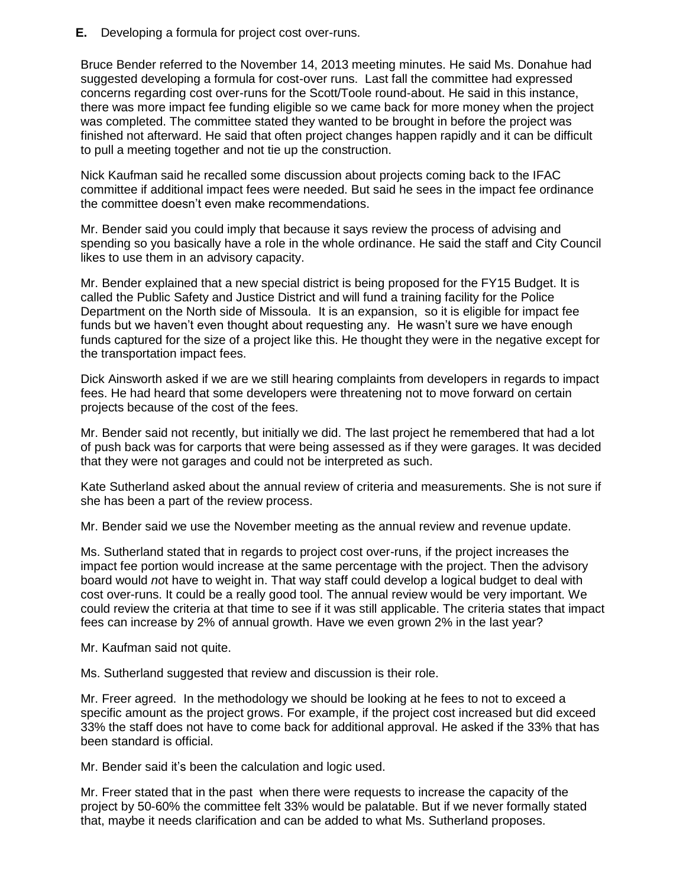**E.** Developing a formula for project cost over-runs.

Bruce Bender referred to the November 14, 2013 meeting minutes. He said Ms. Donahue had suggested developing a formula for cost-over runs. Last fall the committee had expressed concerns regarding cost over-runs for the Scott/Toole round-about. He said in this instance, there was more impact fee funding eligible so we came back for more money when the project was completed. The committee stated they wanted to be brought in before the project was finished not afterward. He said that often project changes happen rapidly and it can be difficult to pull a meeting together and not tie up the construction.

Nick Kaufman said he recalled some discussion about projects coming back to the IFAC committee if additional impact fees were needed. But said he sees in the impact fee ordinance the committee doesn't even make recommendations.

Mr. Bender said you could imply that because it says review the process of advising and spending so you basically have a role in the whole ordinance. He said the staff and City Council likes to use them in an advisory capacity.

Mr. Bender explained that a new special district is being proposed for the FY15 Budget. It is called the Public Safety and Justice District and will fund a training facility for the Police Department on the North side of Missoula. It is an expansion, so it is eligible for impact fee funds but we haven't even thought about requesting any. He wasn't sure we have enough funds captured for the size of a project like this. He thought they were in the negative except for the transportation impact fees.

Dick Ainsworth asked if we are we still hearing complaints from developers in regards to impact fees. He had heard that some developers were threatening not to move forward on certain projects because of the cost of the fees.

Mr. Bender said not recently, but initially we did. The last project he remembered that had a lot of push back was for carports that were being assessed as if they were garages. It was decided that they were not garages and could not be interpreted as such.

Kate Sutherland asked about the annual review of criteria and measurements. She is not sure if she has been a part of the review process.

Mr. Bender said we use the November meeting as the annual review and revenue update.

Ms. Sutherland stated that in regards to project cost over-runs, if the project increases the impact fee portion would increase at the same percentage with the project. Then the advisory board would *no*t have to weight in. That way staff could develop a logical budget to deal with cost over-runs. It could be a really good tool. The annual review would be very important. We could review the criteria at that time to see if it was still applicable. The criteria states that impact fees can increase by 2% of annual growth. Have we even grown 2% in the last year?

Mr. Kaufman said not quite.

Ms. Sutherland suggested that review and discussion is their role.

Mr. Freer agreed. In the methodology we should be looking at he fees to not to exceed a specific amount as the project grows. For example, if the project cost increased but did exceed 33% the staff does not have to come back for additional approval. He asked if the 33% that has been standard is official.

Mr. Bender said it's been the calculation and logic used.

Mr. Freer stated that in the past when there were requests to increase the capacity of the project by 50-60% the committee felt 33% would be palatable. But if we never formally stated that, maybe it needs clarification and can be added to what Ms. Sutherland proposes.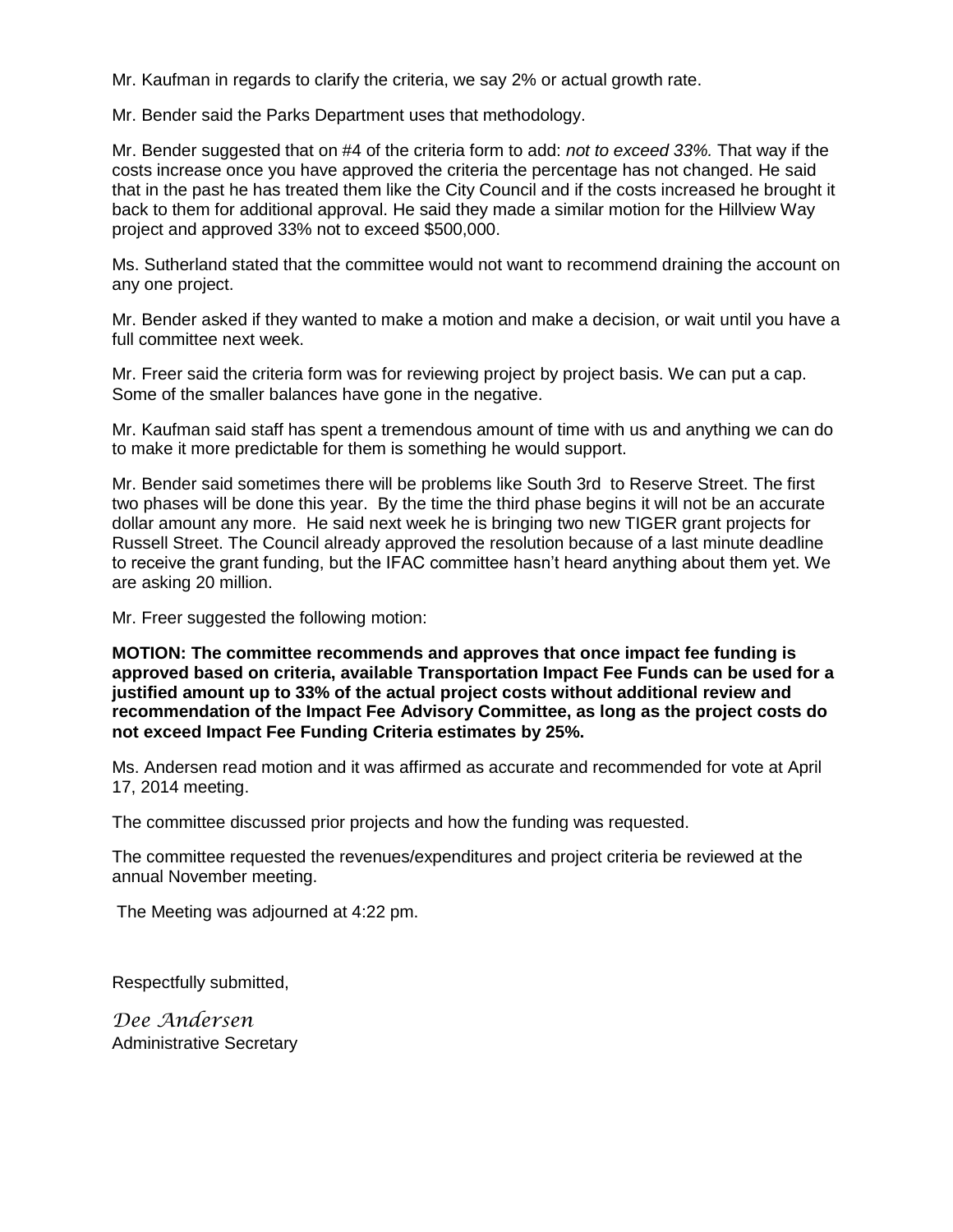Mr. Kaufman in regards to clarify the criteria, we say 2% or actual growth rate.

Mr. Bender said the Parks Department uses that methodology.

Mr. Bender suggested that on #4 of the criteria form to add: *not to exceed 33%.* That way if the costs increase once you have approved the criteria the percentage has not changed. He said that in the past he has treated them like the City Council and if the costs increased he brought it back to them for additional approval. He said they made a similar motion for the Hillview Way project and approved 33% not to exceed $500,000.

Ms. Sutherland stated that the committee would not want to recommend draining the account on any one project.

Mr. Bender asked if they wanted to make a motion and make a decision, or wait until you have a full committee next week.

Mr. Freer said the criteria form was for reviewing project by project basis. We can put a cap. Some of the smaller balances have gone in the negative.

Mr. Kaufman said staff has spent a tremendous amount of time with us and anything we can do to make it more predictable for them is something he would support.

Mr. Bender said sometimes there will be problems like South 3rd to Reserve Street. The first two phases will be done this year. By the time the third phase begins it will not be an accurate dollar amount any more. He said next week he is bringing two new TIGER grant projects for Russell Street. The Council already approved the resolution because of a last minute deadline to receive the grant funding, but the IFAC committee hasn't heard anything about them yet. We are asking 20 million.

Mr. Freer suggested the following motion:

**MOTION: The committee recommends and approves that once impact fee funding is approved based on criteria, available Transportation Impact Fee Funds can be used for a justified amount up to 33% of the actual project costs without additional review and recommendation of the Impact Fee Advisory Committee, as long as the project costs do not exceed Impact Fee Funding Criteria estimates by 25%.**

Ms. Andersen read motion and it was affirmed as accurate and recommended for vote at April 17, 2014 meeting.

The committee discussed prior projects and how the funding was requested.

The committee requested the revenues/expenditures and project criteria be reviewed at the annual November meeting.

The Meeting was adjourned at 4:22 pm.

Respectfully submitted,

*Dee Andersen*
Administrative Secretary